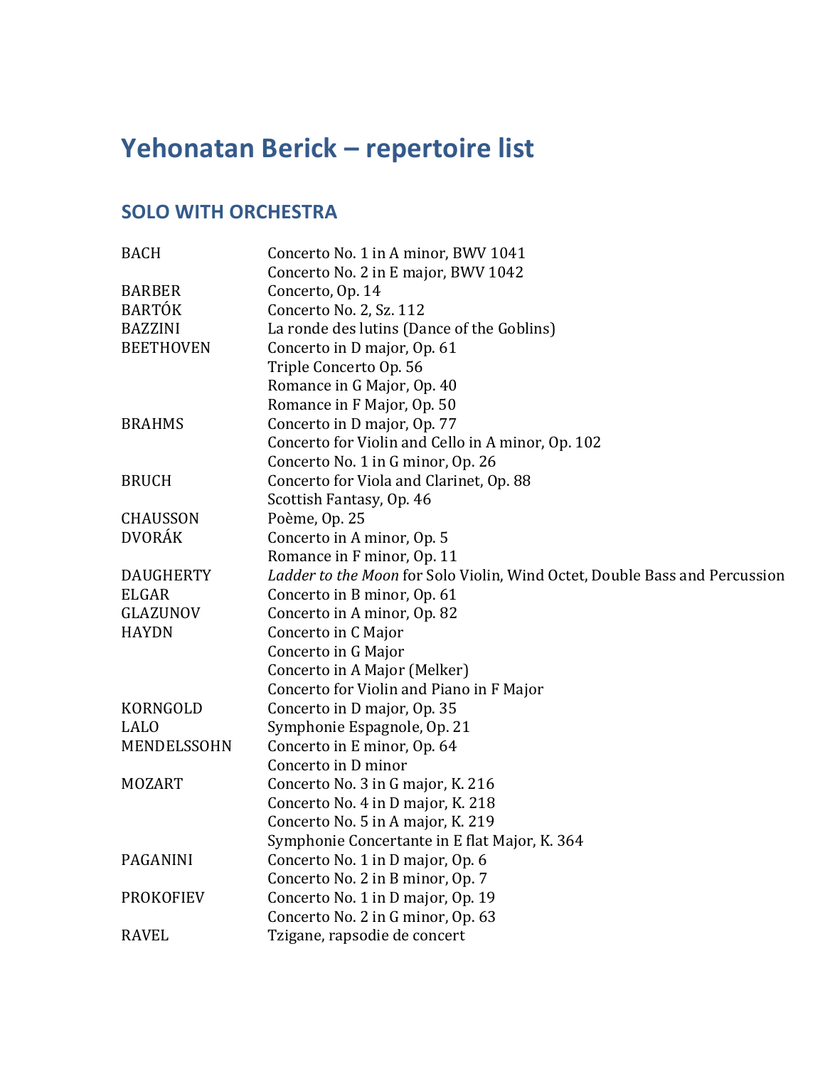# Yehonatan Berick – repertoire list

## SOLO WITH ORCHESTRA

| | |
|---|---|
| BACH | Concerto No. 1 in A minor, BWV 1041 |
| | Concerto No. 2 in E major, BWV 1042 |
| BARBER | Concerto, Op. 14 |
| BARTÓK | Concerto No. 2, Sz. 112 |
| BAZZINI | La ronde des lutins (Dance of the Goblins) |
| BEETHOVEN | Concerto in D major, Op. 61 |
| | Triple Concerto Op. 56 |
| | Romance in G Major, Op. 40 |
| | Romance in F Major, Op. 50 |
| BRAHMS | Concerto in D major, Op. 77 |
| | Concerto for Violin and Cello in A minor, Op. 102 |
| | Concerto No. 1 in G minor, Op. 26 |
| BRUCH | Concerto for Viola and Clarinet, Op. 88 |
| | Scottish Fantasy, Op. 46 |
| CHAUSSON | Poème, Op. 25 |
| DVORÁK | Concerto in A minor, Op. 5 |
| | Romance in F minor, Op. 11 |
| DAUGHERTY | *Ladder to the Moon* for Solo Violin, Wind Octet, Double Bass and Percussion |
| ELGAR | Concerto in B minor, Op. 61 |
| GLAZUNOV | Concerto in A minor, Op. 82 |
| HAYDN | Concerto in C Major |
| | Concerto in G Major |
| | Concerto in A Major (Melker) |
| | Concerto for Violin and Piano in F Major |
| KORNGOLD | Concerto in D major, Op. 35 |
| LALO | Symphonie Espagnole, Op. 21 |
| MENDELSSOHN | Concerto in E minor, Op. 64 |
| | Concerto in D minor |
| MOZART | Concerto No. 3 in G major, K. 216 |
| | Concerto No. 4 in D major, K. 218 |
| | Concerto No. 5 in A major, K. 219 |
| | Symphonie Concertante in E flat Major, K. 364 |
| PAGANINI | Concerto No. 1 in D major, Op. 6 |
| | Concerto No. 2 in B minor, Op. 7 |
| PROKOFIEV | Concerto No. 1 in D major, Op. 19 |
| | Concerto No. 2 in G minor, Op. 63 |
| RAVEL | Tzigane, rapsodie de concert |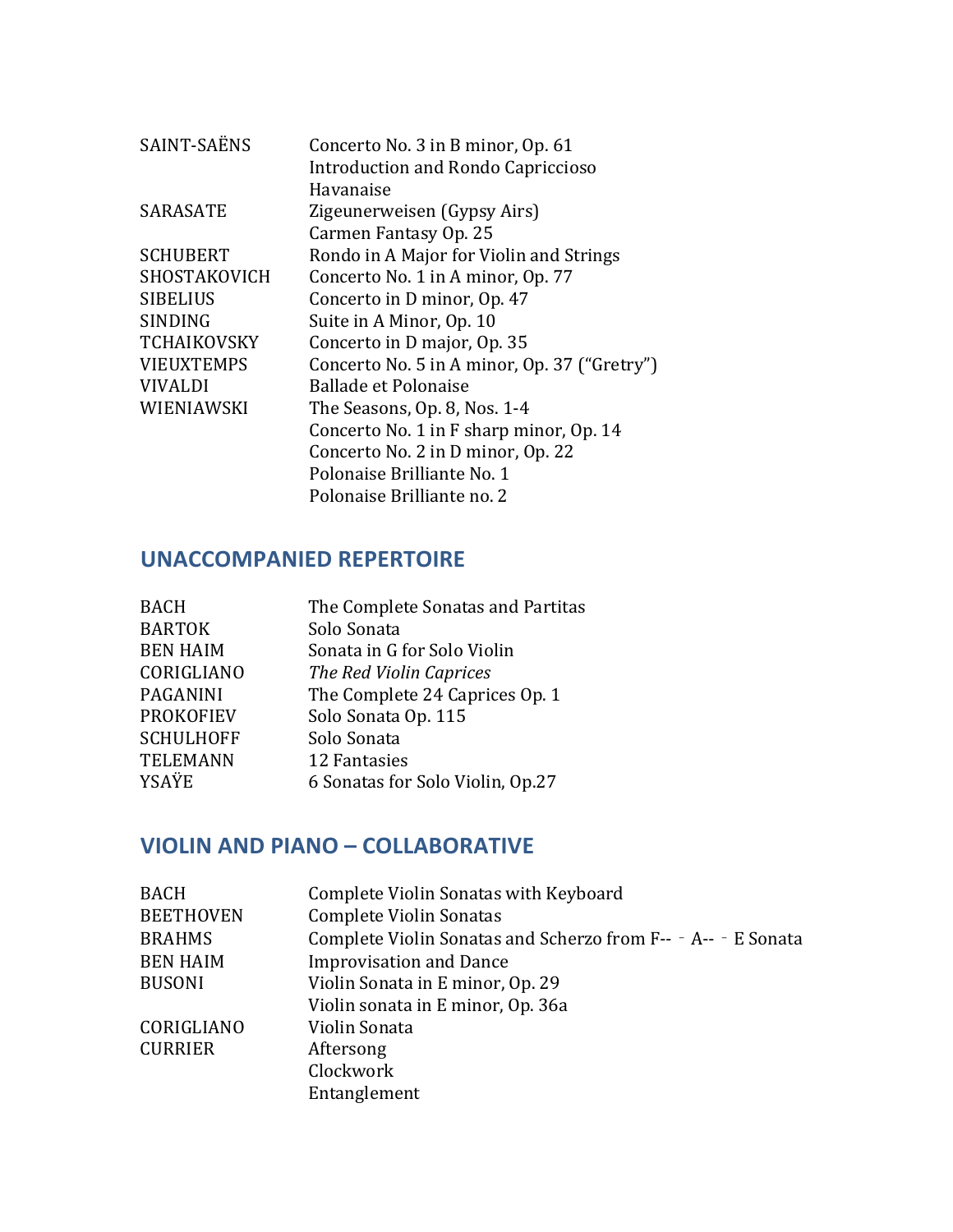| | |
|---|---|
| SAINT-SAËNS | Concerto No. 3 in B minor, Op. 61 |
| | Introduction and Rondo Capriccioso |
| | Havanaise |
| SARASATE | Zigeunerweisen (Gypsy Airs) |
| | Carmen Fantasy Op. 25 |
| SCHUBERT | Rondo in A Major for Violin and Strings |
| SHOSTAKOVICH | Concerto No. 1 in A minor, Op. 77 |
| SIBELIUS | Concerto in D minor, Op. 47 |
| SINDING | Suite in A Minor, Op. 10 |
| TCHAIKOVSKY | Concerto in D major, Op. 35 |
| VIEUXTEMPS | Concerto No. 5 in A minor, Op. 37 ("Gretry") |
| VIVALDI | Ballade et Polonaise |
| WIENIAWSKI | The Seasons, Op. 8, Nos. 1-4 |
| | Concerto No. 1 in F sharp minor, Op. 14 |
| | Concerto No. 2 in D minor, Op. 22 |
| | Polonaise Brilliante No. 1 |
| | Polonaise Brilliante no. 2 |

## UNACCOMPANIED REPERTOIRE

| | |
|---|---|
| BACH | The Complete Sonatas and Partitas |
| BARTOK | Solo Sonata |
| BEN HAIM | Sonata in G for Solo Violin |
| CORIGLIANO | *The Red Violin Caprices* |
| PAGANINI | The Complete 24 Caprices Op. 1 |
| PROKOFIEV | Solo Sonata Op. 115 |
| SCHULHOFF | Solo Sonata |
| TELEMANN | 12 Fantasies |
| YSAŸE | 6 Sonatas for Solo Violin, Op.27 |

## VIOLIN AND PIANO – COLLABORATIVE

| | |
|---|---|
| BACH | Complete Violin Sonatas with Keyboard |
| BEETHOVEN | Complete Violin Sonatas |
| BRAHMS | Complete Violin Sonatas and Scherzo from F-- ‐ A-- ‐ E Sonata |
| BEN HAIM | Improvisation and Dance |
| BUSONI | Violin Sonata in E minor, Op. 29 |
| | Violin sonata in E minor, Op. 36a |
| CORIGLIANO | Violin Sonata |
| CURRIER | Aftersong |
| | Clockwork |
| | Entanglement |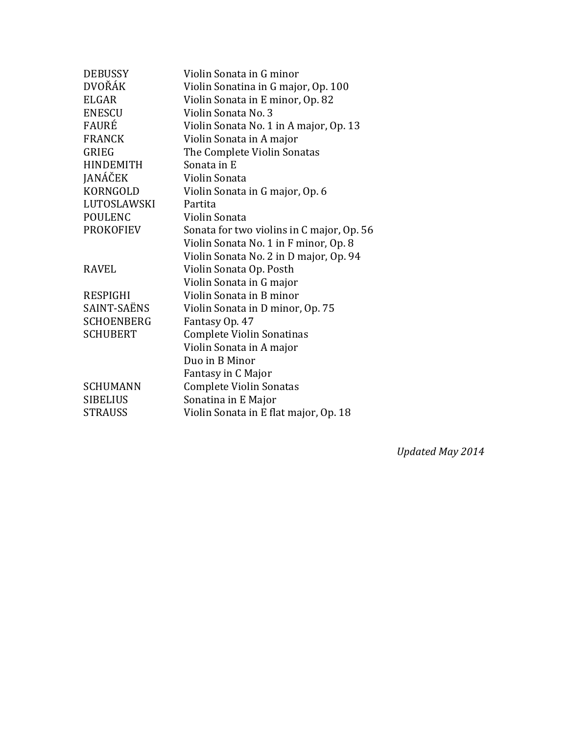| | |
|---|---|
| DEBUSSY | Violin Sonata in G minor |
| DVOŘÁK | Violin Sonatina in G major, Op. 100 |
| ELGAR | Violin Sonata in E minor, Op. 82 |
| ENESCU | Violin Sonata No. 3 |
| FAURÉ | Violin Sonata No. 1 in A major, Op. 13 |
| FRANCK | Violin Sonata in A major |
| GRIEG | The Complete Violin Sonatas |
| HINDEMITH | Sonata in E |
| JANÁČEK | Violin Sonata |
| KORNGOLD | Violin Sonata in G major, Op. 6 |
| LUTOSLAWSKI | Partita |
| POULENC | Violin Sonata |
| PROKOFIEV | Sonata for two violins in C major, Op. 56 |
| | Violin Sonata No. 1 in F minor, Op. 8 |
| | Violin Sonata No. 2 in D major, Op. 94 |
| RAVEL | Violin Sonata Op. Posth |
| | Violin Sonata in G major |
| RESPIGHI | Violin Sonata in B minor |
| SAINT-SAËNS | Violin Sonata in D minor, Op. 75 |
| SCHOENBERG | Fantasy Op. 47 |
| SCHUBERT | Complete Violin Sonatinas |
| | Violin Sonata in A major |
| | Duo in B Minor |
| | Fantasy in C Major |
| SCHUMANN | Complete Violin Sonatas |
| SIBELIUS | Sonatina in E Major |
| STRAUSS | Violin Sonata in E flat major, Op. 18 |

*Updated May 2014*